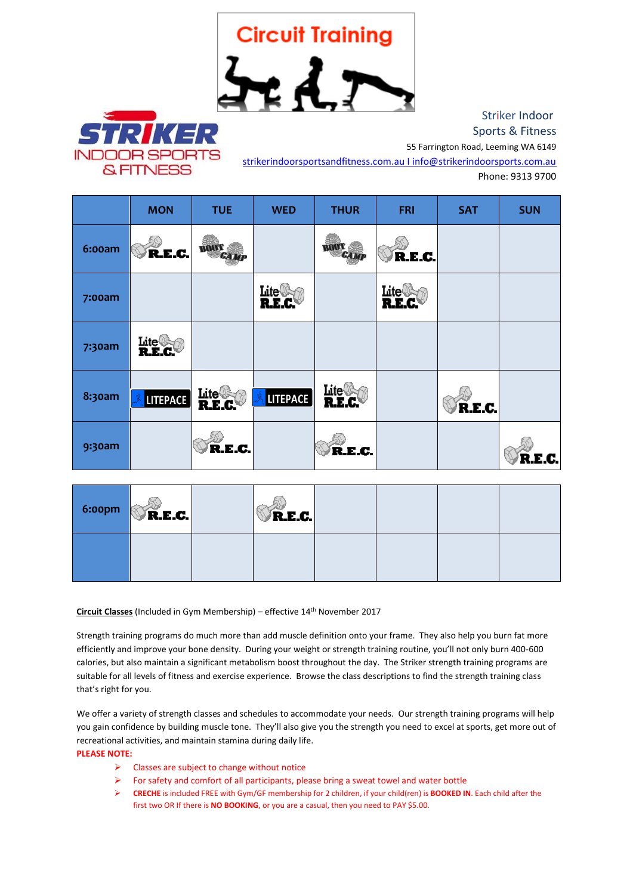# Circuit Training

Striker Indoor Sports & Fitness
55 Farrington Road, Leeming WA 6149
strikerindoorsportsandfitness.com.au I info@strikerindoorsports.com.au
Phone: 9313 9700

| | MON | TUE | WED | THUR | FRI | SAT | SUN |
|---|---|---|---|---|---|---|---|
| 6:00am | R.E.C. | BOOT CAMP | | BOOT CAMP | R.E.C. | | |
| 7:00am | | | Lite R.E.C. | | Lite R.E.C. | | |
| 7:30am | Lite R.E.C. | | | | | | |
| 8:30am | LITEPACE | Lite R.E.C. | LITEPACE | Lite R.E.C. | | R.E.C. | |
| 9:30am | | R.E.C. | | R.E.C. | | | R.E.C. |
| 6:00pm | R.E.C. | | R.E.C. | | | | |
| | | | | | | | |

**Circuit Classes** (Included in Gym Membership) – effective 14th November 2017

Strength training programs do much more than add muscle definition onto your frame. They also help you burn fat more efficiently and improve your bone density. During your weight or strength training routine, you'll not only burn 400-600 calories, but also maintain a significant metabolism boost throughout the day. The Striker strength training programs are suitable for all levels of fitness and exercise experience. Browse the class descriptions to find the strength training class that's right for you.

We offer a variety of strength classes and schedules to accommodate your needs. Our strength training programs will help you gain confidence by building muscle tone. They'll also give you the strength you need to excel at sports, get more out of recreational activities, and maintain stamina during daily life.

**PLEASE NOTE:**

- Classes are subject to change without notice
- For safety and comfort of all participants, please bring a sweat towel and water bottle
- **CRECHE** is included FREE with Gym/GF membership for 2 children, if your child(ren) is **BOOKED IN**. Each child after the first two OR If there is **NO BOOKING**, or you are a casual, then you need to PAY $5.00.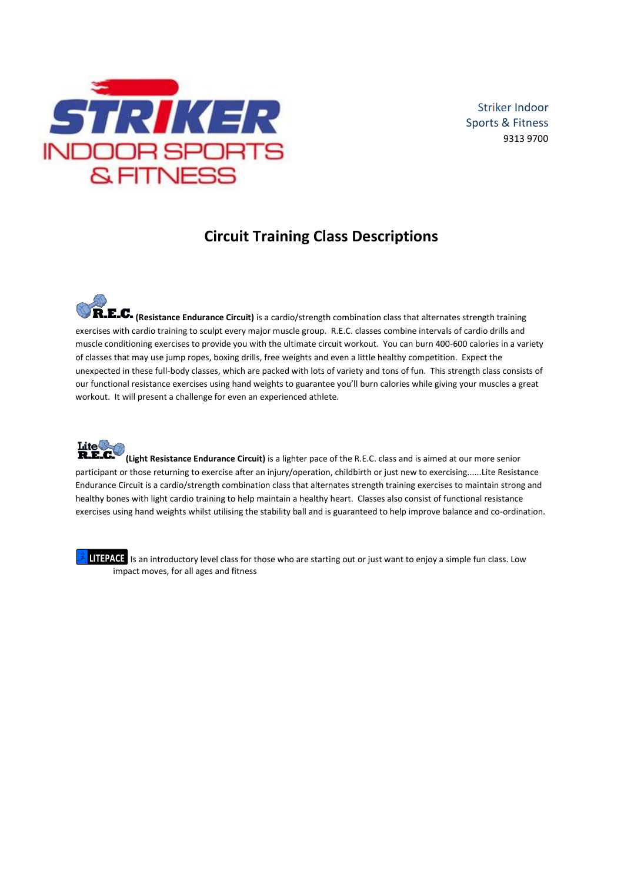STRIKER INDOOR SPORTS & FITNESS

Striker Indoor Sports & Fitness
9313 9700

# Circuit Training Class Descriptions

**R.E.C.** **(Resistance Endurance Circuit)** is a cardio/strength combination class that alternates strength training exercises with cardio training to sculpt every major muscle group. R.E.C. classes combine intervals of cardio drills and muscle conditioning exercises to provide you with the ultimate circuit workout. You can burn 400-600 calories in a variety of classes that may use jump ropes, boxing drills, free weights and even a little healthy competition. Expect the unexpected in these full-body classes, which are packed with lots of variety and tons of fun. This strength class consists of our functional resistance exercises using hand weights to guarantee you'll burn calories while giving your muscles a great workout. It will present a challenge for even an experienced athlete.

**Lite R.E.C.** **(Light Resistance Endurance Circuit)** is a lighter pace of the R.E.C. class and is aimed at our more senior participant or those returning to exercise after an injury/operation, childbirth or just new to exercising......Lite Resistance Endurance Circuit is a cardio/strength combination class that alternates strength training exercises to maintain strong and healthy bones with light cardio training to help maintain a healthy heart. Classes also consist of functional resistance exercises using hand weights whilst utilising the stability ball and is guaranteed to help improve balance and co-ordination.

**LITEPACE** Is an introductory level class for those who are starting out or just want to enjoy a simple fun class. Low impact moves, for all ages and fitness